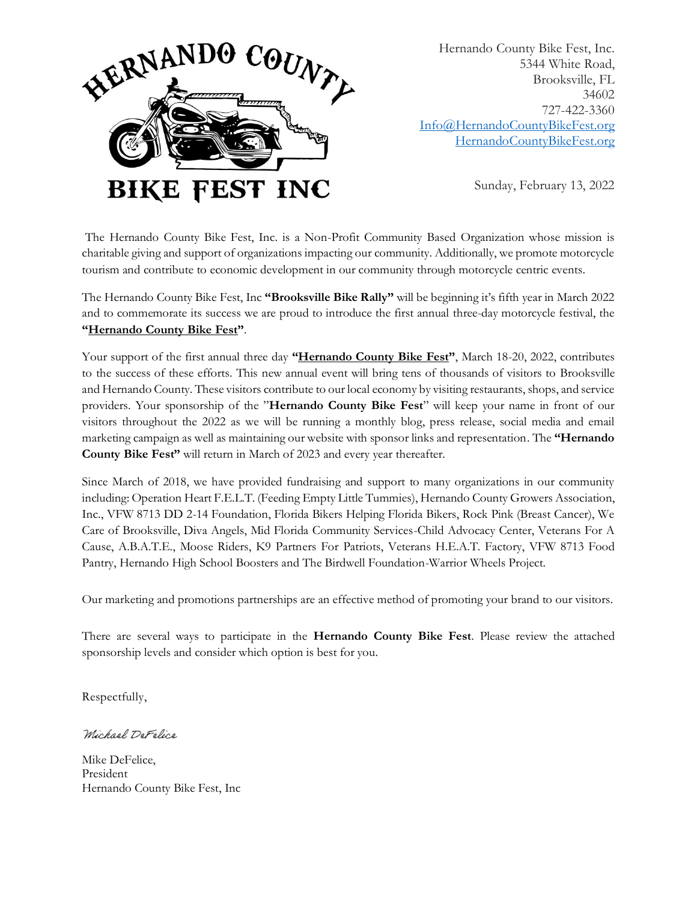HERNANDO COUNTY BIKE FEST INC

Hernando County Bike Fest, Inc.
5344 White Road,
Brooksville, FL
34602
727-422-3360
Info@HernandoCountyBikeFest.org
HernandoCountyBikeFest.org

Sunday, February 13, 2022

The Hernando County Bike Fest, Inc. is a Non-Profit Community Based Organization whose mission is charitable giving and support of organizations impacting our community. Additionally, we promote motorcycle tourism and contribute to economic development in our community through motorcycle centric events.

The Hernando County Bike Fest, Inc **"Brooksville Bike Rally"** will be beginning it's fifth year in March 2022 and to commemorate its success we are proud to introduce the first annual three-day motorcycle festival, the **"Hernando County Bike Fest"**.

Your support of the first annual three day **"Hernando County Bike Fest"**, March 18-20, 2022, contributes to the success of these efforts. This new annual event will bring tens of thousands of visitors to Brooksville and Hernando County. These visitors contribute to our local economy by visiting restaurants, shops, and service providers. Your sponsorship of the "**Hernando County Bike Fest**" will keep your name in front of our visitors throughout the 2022 as we will be running a monthly blog, press release, social media and email marketing campaign as well as maintaining our website with sponsor links and representation. The **"Hernando County Bike Fest"** will return in March of 2023 and every year thereafter.

Since March of 2018, we have provided fundraising and support to many organizations in our community including: Operation Heart F.E.L.T. (Feeding Empty Little Tummies), Hernando County Growers Association, Inc., VFW 8713 DD 2-14 Foundation, Florida Bikers Helping Florida Bikers, Rock Pink (Breast Cancer), We Care of Brooksville, Diva Angels, Mid Florida Community Services-Child Advocacy Center, Veterans For A Cause, A.B.A.T.E., Moose Riders, K9 Partners For Patriots, Veterans H.E.A.T. Factory, VFW 8713 Food Pantry, Hernando High School Boosters and The Birdwell Foundation-Warrior Wheels Project.

Our marketing and promotions partnerships are an effective method of promoting your brand to our visitors.

There are several ways to participate in the **Hernando County Bike Fest**. Please review the attached sponsorship levels and consider which option is best for you.

Respectfully,

*Michael DeFelice*

Mike DeFelice,
President
Hernando County Bike Fest, Inc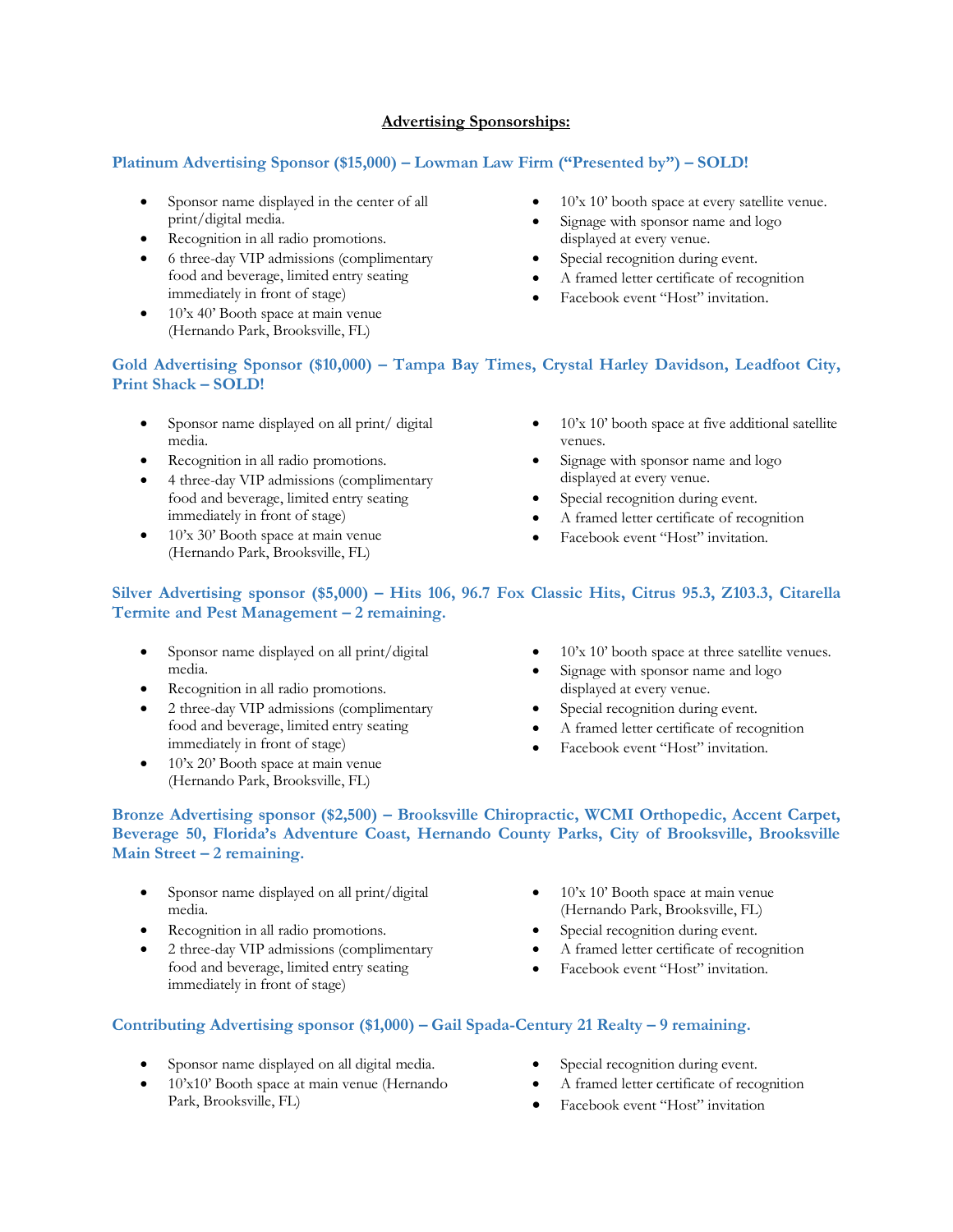## Advertising Sponsorships:

### Platinum Advertising Sponsor ($15,000) – Lowman Law Firm ("Presented by") – SOLD!

- Sponsor name displayed in the center of all print/digital media.
- Recognition in all radio promotions.
- 6 three-day VIP admissions (complimentary food and beverage, limited entry seating immediately in front of stage)
- 10'x 40' Booth space at main venue (Hernando Park, Brooksville, FL)
- 10'x 10' booth space at every satellite venue.
- Signage with sponsor name and logo displayed at every venue.
- Special recognition during event.
- A framed letter certificate of recognition
- Facebook event "Host" invitation.

### Gold Advertising Sponsor ($10,000) – Tampa Bay Times, Crystal Harley Davidson, Leadfoot City, Print Shack – SOLD!

- Sponsor name displayed on all print/ digital media.
- Recognition in all radio promotions.
- 4 three-day VIP admissions (complimentary food and beverage, limited entry seating immediately in front of stage)
- 10'x 30' Booth space at main venue (Hernando Park, Brooksville, FL)
- 10'x 10' booth space at five additional satellite venues.
- Signage with sponsor name and logo displayed at every venue.
- Special recognition during event.
- A framed letter certificate of recognition
- Facebook event "Host" invitation.

### Silver Advertising sponsor ($5,000) – Hits 106, 96.7 Fox Classic Hits, Citrus 95.3, Z103.3, Citarella Termite and Pest Management – 2 remaining.

- Sponsor name displayed on all print/digital media.
- Recognition in all radio promotions.
- 2 three-day VIP admissions (complimentary food and beverage, limited entry seating immediately in front of stage)
- 10'x 20' Booth space at main venue (Hernando Park, Brooksville, FL)
- 10'x 10' booth space at three satellite venues.
- Signage with sponsor name and logo displayed at every venue.
- Special recognition during event.
- A framed letter certificate of recognition
- Facebook event "Host" invitation.

### Bronze Advertising sponsor ($2,500) – Brooksville Chiropractic, WCMI Orthopedic, Accent Carpet, Beverage 50, Florida's Adventure Coast, Hernando County Parks, City of Brooksville, Brooksville Main Street – 2 remaining.

- Sponsor name displayed on all print/digital media.
- Recognition in all radio promotions.
- 2 three-day VIP admissions (complimentary food and beverage, limited entry seating immediately in front of stage)
- 10'x 10' Booth space at main venue (Hernando Park, Brooksville, FL)
- Special recognition during event.
- A framed letter certificate of recognition
- Facebook event "Host" invitation.

### Contributing Advertising sponsor ($1,000) – Gail Spada-Century 21 Realty – 9 remaining.

- Sponsor name displayed on all digital media.
- 10'x10' Booth space at main venue (Hernando Park, Brooksville, FL)
- Special recognition during event.
- A framed letter certificate of recognition
- Facebook event "Host" invitation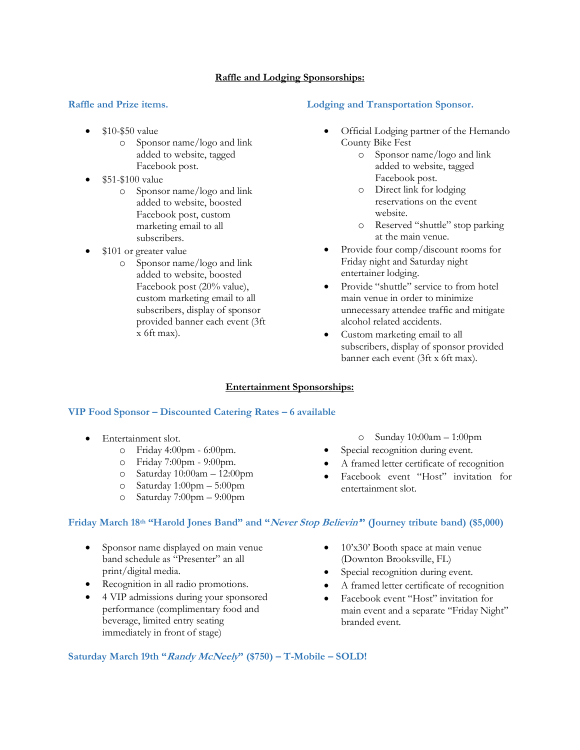## Raffle and Lodging Sponsorships:

### Raffle and Prize items.

- $10-$50 value
  - Sponsor name/logo and link added to website, tagged Facebook post.
- $51-$100 value
  - Sponsor name/logo and link added to website, boosted Facebook post, custom marketing email to all subscribers.
- $101 or greater value
  - Sponsor name/logo and link added to website, boosted Facebook post (20% value), custom marketing email to all subscribers, display of sponsor provided banner each event (3ft x 6ft max).

### Lodging and Transportation Sponsor.

- Official Lodging partner of the Hernando County Bike Fest
  - Sponsor name/logo and link added to website, tagged Facebook post.
  - Direct link for lodging reservations on the event website.
  - Reserved "shuttle" stop parking at the main venue.
- Provide four comp/discount rooms for Friday night and Saturday night entertainer lodging.
- Provide "shuttle" service to from hotel main venue in order to minimize unnecessary attendee traffic and mitigate alcohol related accidents.
- Custom marketing email to all subscribers, display of sponsor provided banner each event (3ft x 6ft max).

## Entertainment Sponsorships:

### VIP Food Sponsor – Discounted Catering Rates – 6 available

- Entertainment slot.
  - Friday 4:00pm - 6:00pm.
  - Friday 7:00pm - 9:00pm.
  - Saturday 10:00am – 12:00pm
  - Saturday 1:00pm – 5:00pm
  - Saturday 7:00pm – 9:00pm
  - Sunday 10:00am – 1:00pm
- Special recognition during event.
- A framed letter certificate of recognition
- Facebook event "Host" invitation for entertainment slot.

### Friday March 18th "Harold Jones Band" and "*Never Stop Believin*" (Journey tribute band) ($5,000)

- Sponsor name displayed on main venue band schedule as "Presenter" an all print/digital media.
- Recognition in all radio promotions.
- 4 VIP admissions during your sponsored performance (complimentary food and beverage, limited entry seating immediately in front of stage)
- 10'x30' Booth space at main venue (Downton Brooksville, FL)
- Special recognition during event.
- A framed letter certificate of recognition
- Facebook event "Host" invitation for main event and a separate "Friday Night" branded event.

### Saturday March 19th "*Randy McNeely*" ($750) – T-Mobile – SOLD!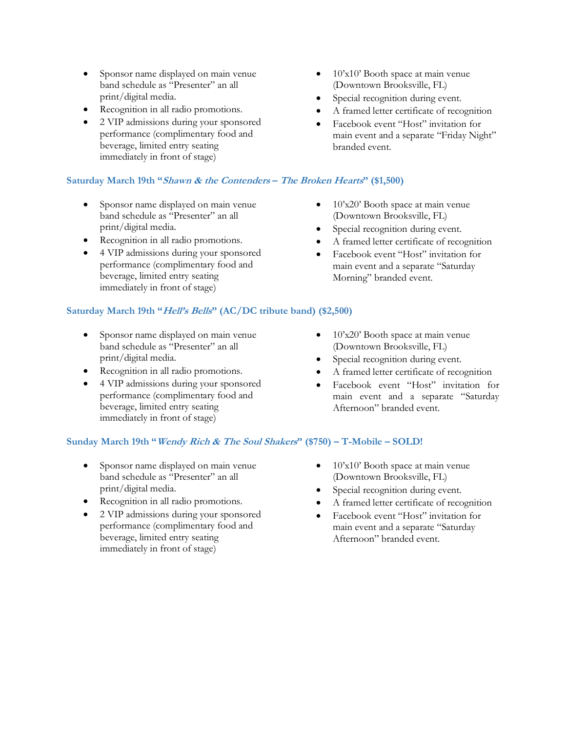- Sponsor name displayed on main venue band schedule as "Presenter" an all print/digital media.
- Recognition in all radio promotions.
- 2 VIP admissions during your sponsored performance (complimentary food and beverage, limited entry seating immediately in front of stage)
- 10'x10' Booth space at main venue (Downtown Brooksville, FL)
- Special recognition during event.
- A framed letter certificate of recognition
- Facebook event "Host" invitation for main event and a separate "Friday Night" branded event.

### Saturday March 19th "*Shawn & the Contenders – The Broken Hearts*" ($1,500)

- Sponsor name displayed on main venue band schedule as "Presenter" an all print/digital media.
- Recognition in all radio promotions.
- 4 VIP admissions during your sponsored performance (complimentary food and beverage, limited entry seating immediately in front of stage)
- 10'x20' Booth space at main venue (Downtown Brooksville, FL)
- Special recognition during event.
- A framed letter certificate of recognition
- Facebook event "Host" invitation for main event and a separate "Saturday Morning" branded event.

### Saturday March 19th "*Hell's Bells*" (AC/DC tribute band) ($2,500)

- Sponsor name displayed on main venue band schedule as "Presenter" an all print/digital media.
- Recognition in all radio promotions.
- 4 VIP admissions during your sponsored performance (complimentary food and beverage, limited entry seating immediately in front of stage)
- 10'x20' Booth space at main venue (Downtown Brooksville, FL)
- Special recognition during event.
- A framed letter certificate of recognition
- Facebook event "Host" invitation for main event and a separate "Saturday Afternoon" branded event.

### Sunday March 19th "*Wendy Rich & The Soul Shakers*" ($750) – T-Mobile – SOLD!

- Sponsor name displayed on main venue band schedule as "Presenter" an all print/digital media.
- Recognition in all radio promotions.
- 2 VIP admissions during your sponsored performance (complimentary food and beverage, limited entry seating immediately in front of stage)
- 10'x10' Booth space at main venue (Downtown Brooksville, FL)
- Special recognition during event.
- A framed letter certificate of recognition
- Facebook event "Host" invitation for main event and a separate "Saturday Afternoon" branded event.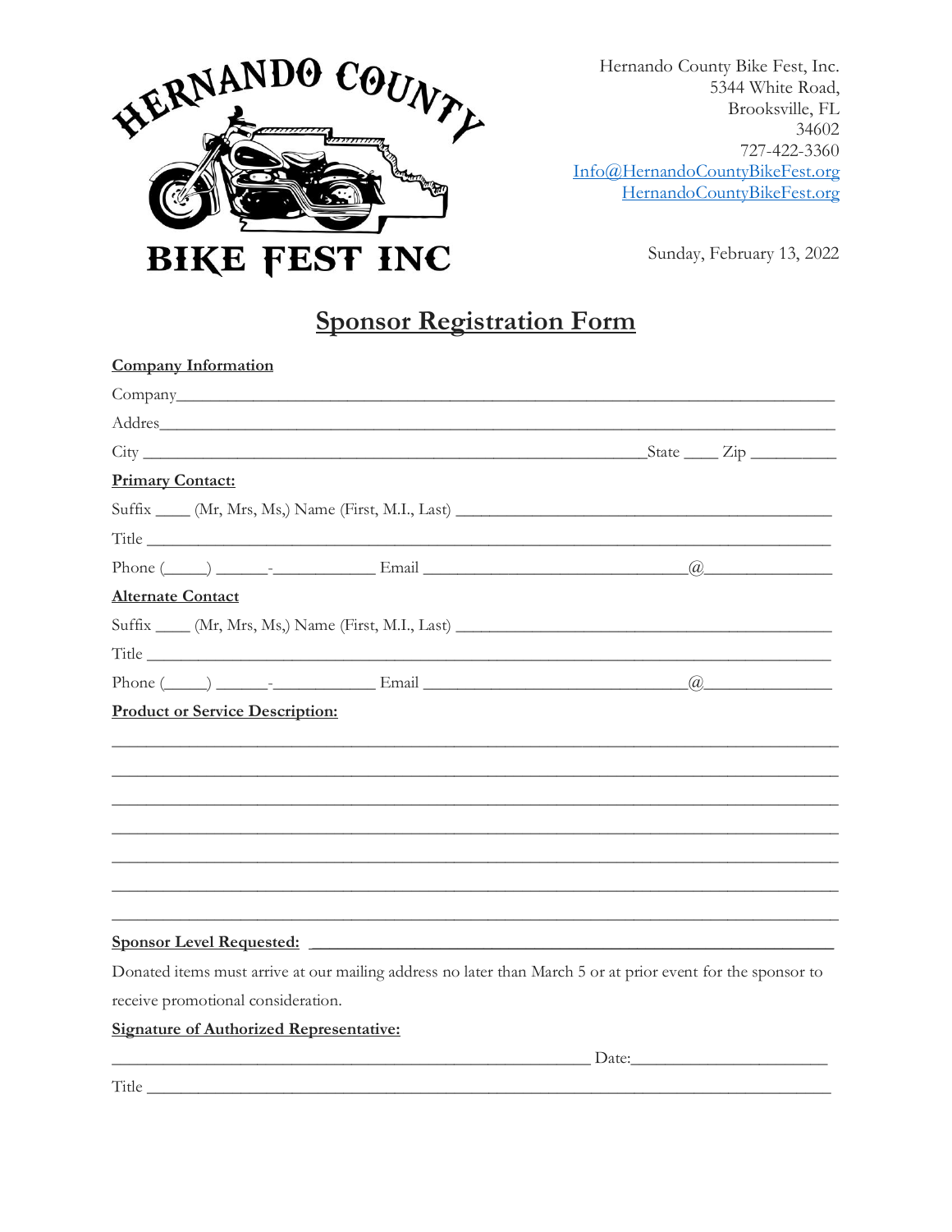HERNANDO COUNTY

BIKE FEST INC

Hernando County Bike Fest, Inc.
5344 White Road,
Brooksville, FL
34602
727-422-3360
Info@HernandoCountyBikeFest.org
HernandoCountyBikeFest.org

Sunday, February 13, 2022

# Sponsor Registration Form

**Company Information**

Company_______________________________________________________________________________

Addres_________________________________________________________________________________

City ___________________________________________________________State ____ Zip __________

**Primary Contact:**

Suffix ____ (Mr, Mrs, Ms,) Name (First, M.I., Last) ___________________________________________

Title ___________________________________________________________________________________

Phone (_____) ______-____________ Email ______________________________@_______________

**Alternate Contact**

Suffix ____ (Mr, Mrs, Ms,) Name (First, M.I., Last) ___________________________________________

Title ___________________________________________________________________________________

Phone (_____) ______-____________ Email ______________________________@_______________

**Product or Service Description:**

________________________________________________________________________________________

________________________________________________________________________________________

________________________________________________________________________________________

________________________________________________________________________________________

________________________________________________________________________________________

________________________________________________________________________________________

________________________________________________________________________________________

**Sponsor Level Requested:** ____________________________________________________________

Donated items must arrive at our mailing address no later than March 5 or at prior event for the sponsor to receive promotional consideration.

**Signature of Authorized Representative:**

________________________________________________________ Date:______________________

Title ___________________________________________________________________________________